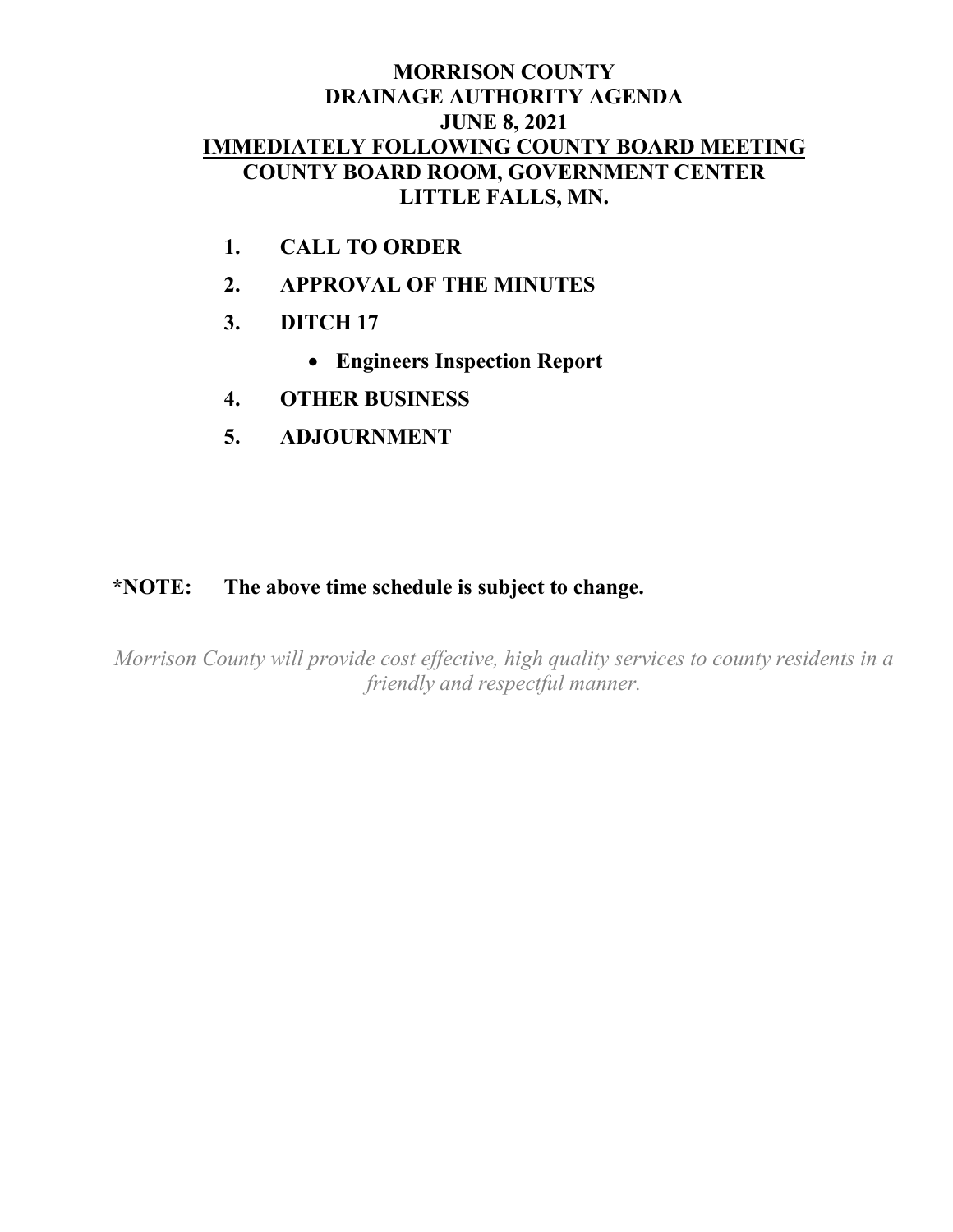# MORRISON COUNTY
# DRAINAGE AUTHORITY AGENDA
# JUNE 8, 2021
# IMMEDIATELY FOLLOWING COUNTY BOARD MEETING
# COUNTY BOARD ROOM, GOVERNMENT CENTER
# LITTLE FALLS, MN.

1. **CALL TO ORDER**
2. **APPROVAL OF THE MINUTES**
3. **DITCH 17**
   - **Engineers Inspection Report**
4. **OTHER BUSINESS**
5. **ADJOURNMENT**

**\*NOTE: The above time schedule is subject to change.**

*Morrison County will provide cost effective, high quality services to county residents in a friendly and respectful manner.*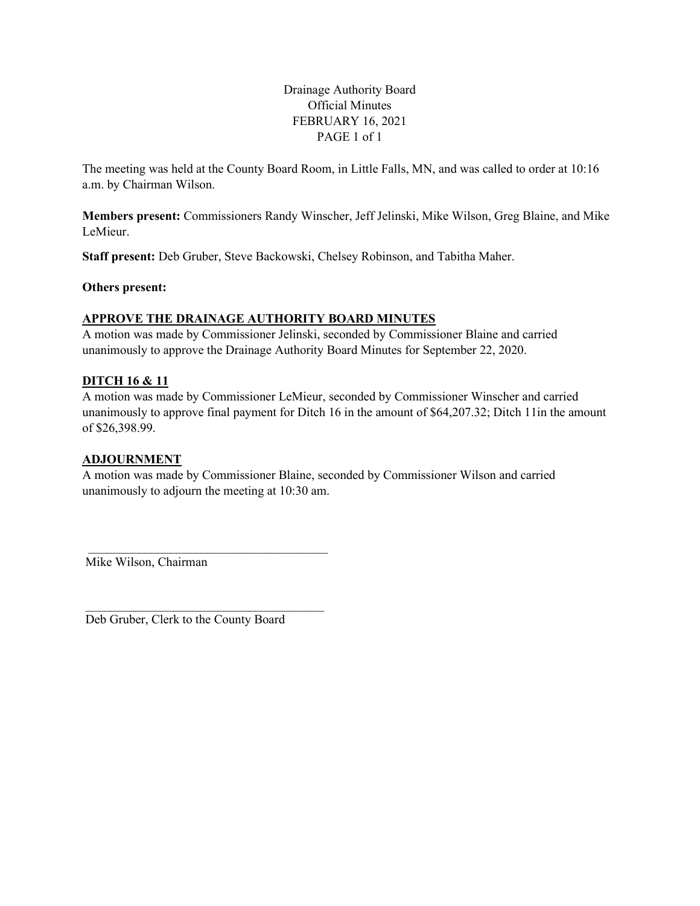Drainage Authority Board
Official Minutes
FEBRUARY 16, 2021

The meeting was held at the County Board Room, in Little Falls, MN, and was called to order at 10:16 a.m. by Chairman Wilson.

**Members present:** Commissioners Randy Winscher, Jeff Jelinski, Mike Wilson, Greg Blaine, and Mike LeMieur.

**Staff present:** Deb Gruber, Steve Backowski, Chelsey Robinson, and Tabitha Maher.

**Others present:**

**APPROVE THE DRAINAGE AUTHORITY BOARD MINUTES**

A motion was made by Commissioner Jelinski, seconded by Commissioner Blaine and carried unanimously to approve the Drainage Authority Board Minutes for September 22, 2020.

**DITCH 16 & 11**

A motion was made by Commissioner LeMieur, seconded by Commissioner Winscher and carried unanimously to approve final payment for Ditch 16 in the amount of $64,207.32; Ditch 11in the amount of $26,398.99.

**ADJOURNMENT**

A motion was made by Commissioner Blaine, seconded by Commissioner Wilson and carried unanimously to adjourn the meeting at 10:30 am.

\_\_\_\_\_\_\_\_\_\_\_\_\_\_\_\_\_\_\_\_\_\_\_\_\_\_\_\_\_\_\_\_\_\_\_\_\_\_\_\_
Mike Wilson, Chairman

\_\_\_\_\_\_\_\_\_\_\_\_\_\_\_\_\_\_\_\_\_\_\_\_\_\_\_\_\_\_\_\_\_\_\_\_\_\_\_\_
Deb Gruber, Clerk to the County Board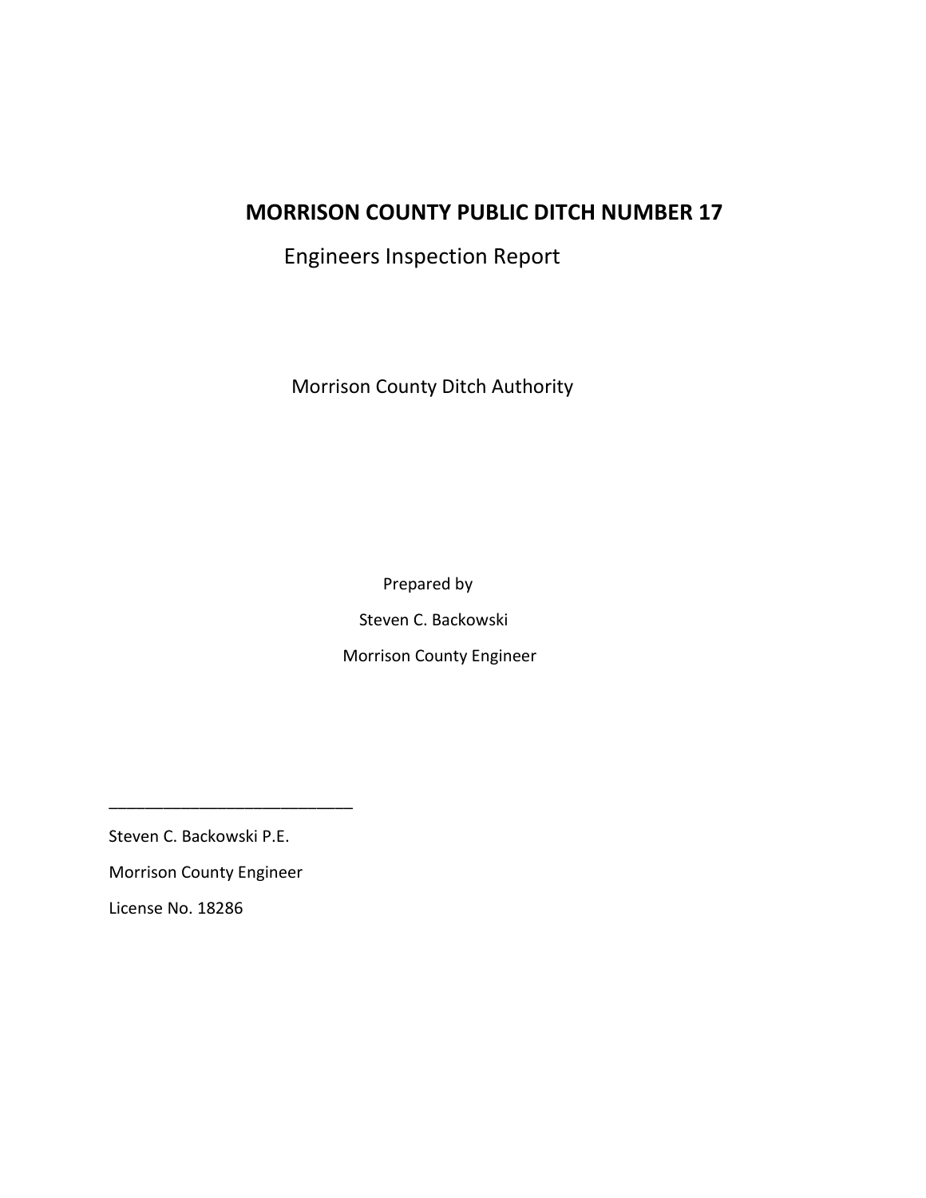# MORRISON COUNTY PUBLIC DITCH NUMBER 17

## Engineers Inspection Report

Morrison County Ditch Authority

Prepared by

Steven C. Backowski

Morrison County Engineer

___________________________

Steven C. Backowski P.E.

Morrison County Engineer

License No. 18286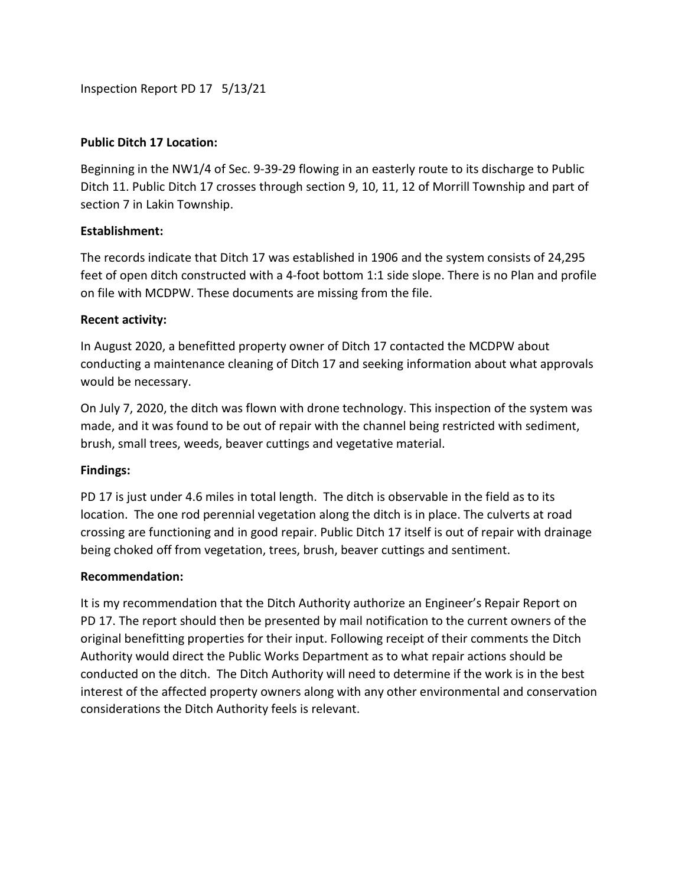Inspection Report PD 17 5/13/21

**Public Ditch 17 Location:**

Beginning in the NW1/4 of Sec. 9-39-29 flowing in an easterly route to its discharge to Public Ditch 11. Public Ditch 17 crosses through section 9, 10, 11, 12 of Morrill Township and part of section 7 in Lakin Township.

**Establishment:**

The records indicate that Ditch 17 was established in 1906 and the system consists of 24,295 feet of open ditch constructed with a 4-foot bottom 1:1 side slope. There is no Plan and profile on file with MCDPW. These documents are missing from the file.

**Recent activity:**

In August 2020, a benefitted property owner of Ditch 17 contacted the MCDPW about conducting a maintenance cleaning of Ditch 17 and seeking information about what approvals would be necessary.

On July 7, 2020, the ditch was flown with drone technology. This inspection of the system was made, and it was found to be out of repair with the channel being restricted with sediment, brush, small trees, weeds, beaver cuttings and vegetative material.

**Findings:**

PD 17 is just under 4.6 miles in total length. The ditch is observable in the field as to its location. The one rod perennial vegetation along the ditch is in place. The culverts at road crossing are functioning and in good repair. Public Ditch 17 itself is out of repair with drainage being choked off from vegetation, trees, brush, beaver cuttings and sentiment.

**Recommendation:**

It is my recommendation that the Ditch Authority authorize an Engineer's Repair Report on PD 17. The report should then be presented by mail notification to the current owners of the original benefitting properties for their input. Following receipt of their comments the Ditch Authority would direct the Public Works Department as to what repair actions should be conducted on the ditch. The Ditch Authority will need to determine if the work is in the best interest of the affected property owners along with any other environmental and conservation considerations the Ditch Authority feels is relevant.